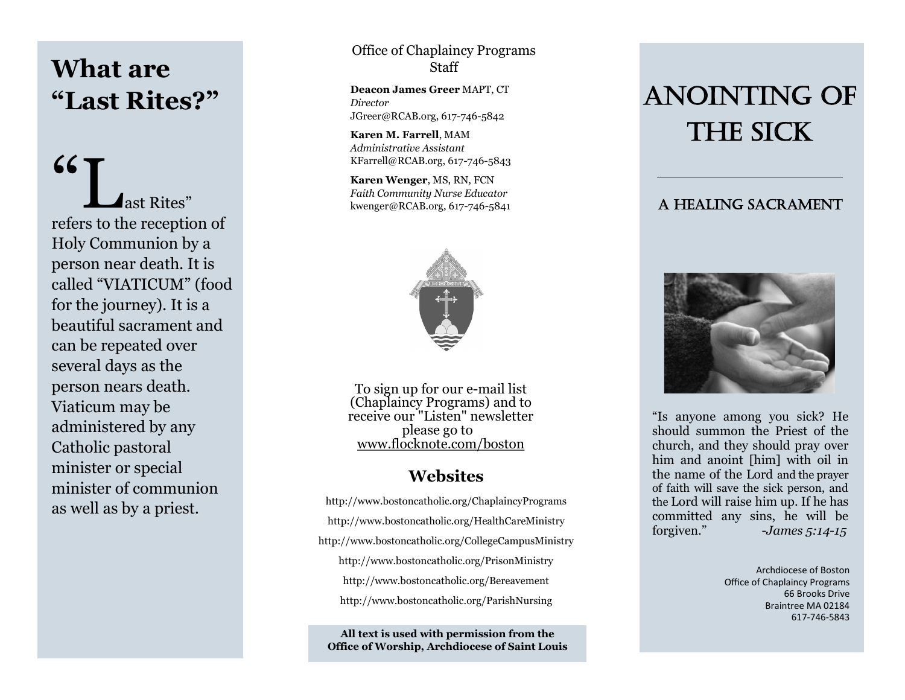# What are "Last Rites?"

"Last Rites" refers to the reception of Holy Communion by a person near death. It is called "VIATICUM" (food for the journey). It is a beautiful sacrament and can be repeated over several days as the person nears death. Viaticum may be administered by any Catholic pastoral minister or special minister of communion as well as by a priest.

Office of Chaplaincy Programs Staff

**Deacon James Greer** MAPT, CT
*Director*
JGreer@RCAB.org, 617-746-5842

**Karen M. Farrell**, MAM
*Administrative Assistant*
KFarrell@RCAB.org, 617-746-5843

**Karen Wenger**, MS, RN, FCN
*Faith Community Nurse Educator*
kwenger@RCAB.org, 617-746-5841

To sign up for our e-mail list (Chaplaincy Programs) and to receive our "Listen" newsletter please go to www.flocknote.com/boston

## Websites

http://www.bostoncatholic.org/ChaplaincyPrograms

http://www.bostoncatholic.org/HealthCareMinistry

http://www.bostoncatholic.org/CollegeCampusMinistry

http://www.bostoncatholic.org/PrisonMinistry

http://www.bostoncatholic.org/Bereavement

http://www.bostoncatholic.org/ParishNursing

**All text is used with permission from the Office of Worship, Archdiocese of Saint Louis**

# Anointing of the Sick

## A Healing Sacrament

"Is anyone among you sick? He should summon the Priest of the church, and they should pray over him and anoint [him] with oil in the name of the Lord and the prayer of faith will save the sick person, and the Lord will raise him up. If he has committed any sins, he will be forgiven." *-James 5:14-15*

Archdiocese of Boston
Office of Chaplaincy Programs
66 Brooks Drive
Braintree MA 02184
617-746-5843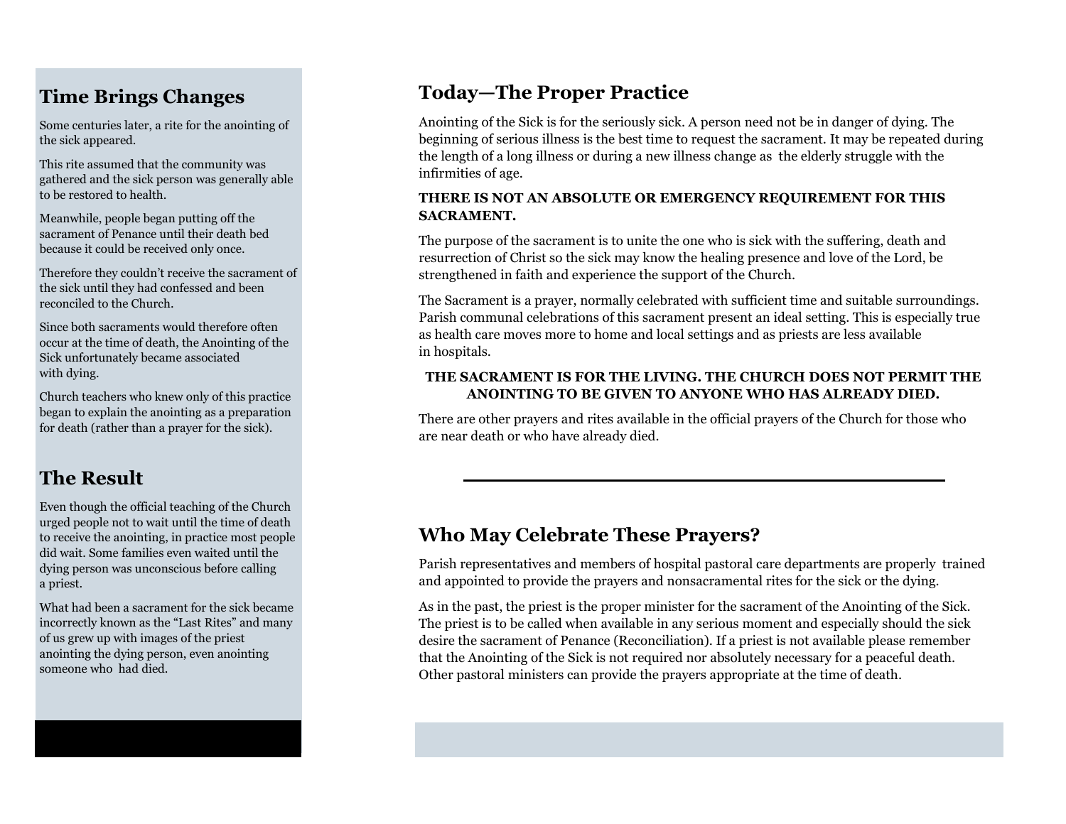## Time Brings Changes

Some centuries later, a rite for the anointing of the sick appeared.

This rite assumed that the community was gathered and the sick person was generally able to be restored to health.

Meanwhile, people began putting off the sacrament of Penance until their death bed because it could be received only once.

Therefore they couldn't receive the sacrament of the sick until they had confessed and been reconciled to the Church.

Since both sacraments would therefore often occur at the time of death, the Anointing of the Sick unfortunately became associated with dying.

Church teachers who knew only of this practice began to explain the anointing as a preparation for death (rather than a prayer for the sick).

## The Result

Even though the official teaching of the Church urged people not to wait until the time of death to receive the anointing, in practice most people did wait. Some families even waited until the dying person was unconscious before calling a priest.

What had been a sacrament for the sick became incorrectly known as the "Last Rites" and many of us grew up with images of the priest anointing the dying person, even anointing someone who had died.

## Today—The Proper Practice

Anointing of the Sick is for the seriously sick. A person need not be in danger of dying. The beginning of serious illness is the best time to request the sacrament. It may be repeated during the length of a long illness or during a new illness change as the elderly struggle with the infirmities of age.

**THERE IS NOT AN ABSOLUTE OR EMERGENCY REQUIREMENT FOR THIS SACRAMENT.**

The purpose of the sacrament is to unite the one who is sick with the suffering, death and resurrection of Christ so the sick may know the healing presence and love of the Lord, be strengthened in faith and experience the support of the Church.

The Sacrament is a prayer, normally celebrated with sufficient time and suitable surroundings. Parish communal celebrations of this sacrament present an ideal setting. This is especially true as health care moves more to home and local settings and as priests are less available in hospitals.

**THE SACRAMENT IS FOR THE LIVING. THE CHURCH DOES NOT PERMIT THE ANOINTING TO BE GIVEN TO ANYONE WHO HAS ALREADY DIED.**

There are other prayers and rites available in the official prayers of the Church for those who are near death or who have already died.

---

## Who May Celebrate These Prayers?

Parish representatives and members of hospital pastoral care departments are properly trained and appointed to provide the prayers and nonsacramental rites for the sick or the dying.

As in the past, the priest is the proper minister for the sacrament of the Anointing of the Sick. The priest is to be called when available in any serious moment and especially should the sick desire the sacrament of Penance (Reconciliation). If a priest is not available please remember that the Anointing of the Sick is not required nor absolutely necessary for a peaceful death. Other pastoral ministers can provide the prayers appropriate at the time of death.